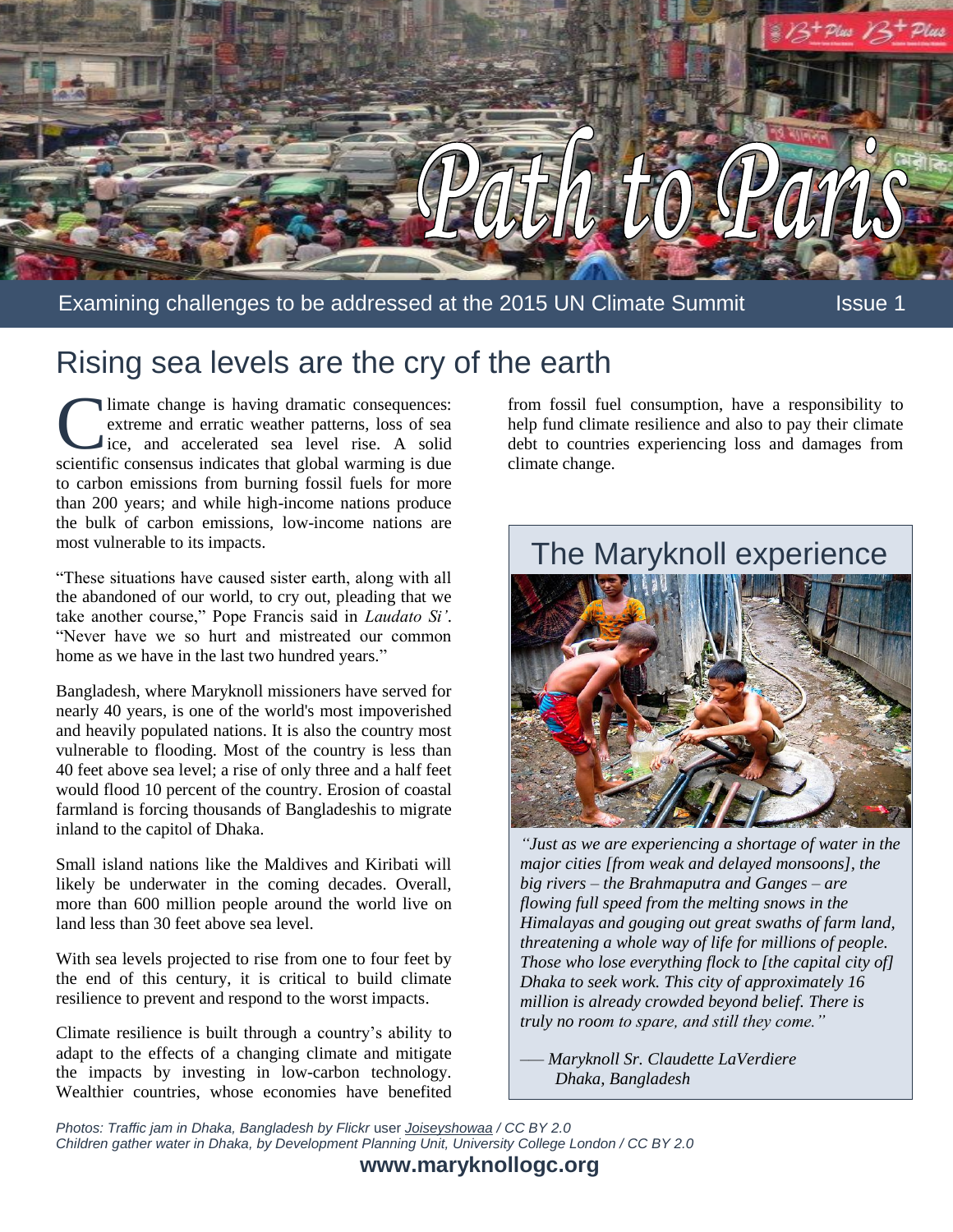# Path to Paris

Examining challenges to be addressed at the 2015 UN Climate Summit — Issue 1

## Rising sea levels are the cry of the earth

Climate change is having dramatic consequences: extreme and erratic weather patterns, loss of sea ice, and accelerated sea level rise. A solid scientific consensus indicates that global warming is due to carbon emissions from burning fossil fuels for more than 200 years; and while high-income nations produce the bulk of carbon emissions, low-income nations are most vulnerable to its impacts.

"These situations have caused sister earth, along with all the abandoned of our world, to cry out, pleading that we take another course," Pope Francis said in *Laudato Si'*. "Never have we so hurt and mistreated our common home as we have in the last two hundred years."

Bangladesh, where Maryknoll missioners have served for nearly 40 years, is one of the world's most impoverished and heavily populated nations. It is also the country most vulnerable to flooding. Most of the country is less than 40 feet above sea level; a rise of only three and a half feet would flood 10 percent of the country. Erosion of coastal farmland is forcing thousands of Bangladeshis to migrate inland to the capitol of Dhaka.

Small island nations like the Maldives and Kiribati will likely be underwater in the coming decades. Overall, more than 600 million people around the world live on land less than 30 feet above sea level.

With sea levels projected to rise from one to four feet by the end of this century, it is critical to build climate resilience to prevent and respond to the worst impacts.

Climate resilience is built through a country's ability to adapt to the effects of a changing climate and mitigate the impacts by investing in low-carbon technology. Wealthier countries, whose economies have benefited from fossil fuel consumption, have a responsibility to help fund climate resilience and also to pay their climate debt to countries experiencing loss and damages from climate change.

### The Maryknoll experience

*"Just as we are experiencing a shortage of water in the major cities [from weak and delayed monsoons], the big rivers – the Brahmaputra and Ganges – are flowing full speed from the melting snows in the Himalayas and gouging out great swaths of farm land, threatening a whole way of life for millions of people. Those who lose everything flock to [the capital city of] Dhaka to seek work. This city of approximately 16 million is already crowded beyond belief. There is truly no room to spare, and still they come."*

*–– Maryknoll Sr. Claudette LaVerdiere, Dhaka, Bangladesh*

*Photos: Traffic jam in Dhaka, Bangladesh by Flickr user Joiseyshowaa / CC BY 2.0*
*Children gather water in Dhaka, by Development Planning Unit, University College London / CC BY 2.0*

**www.maryknollogc.org**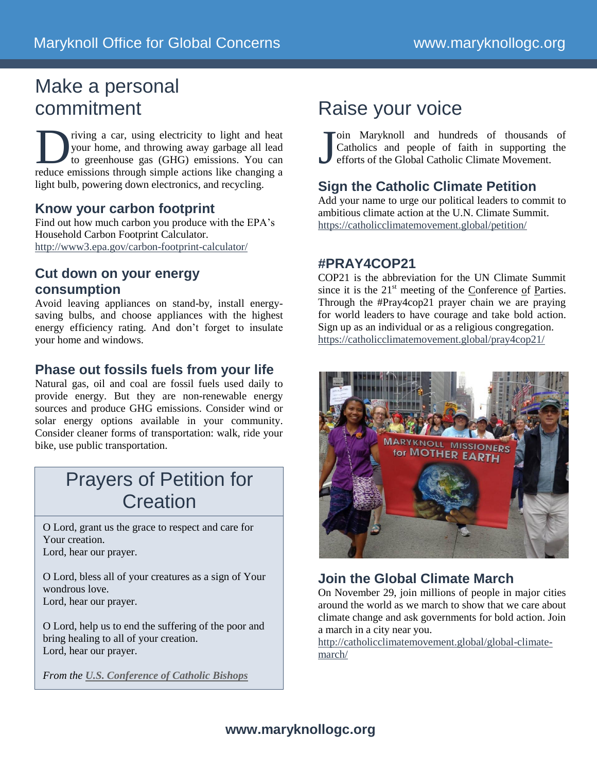# Make a personal commitment

Driving a car, using electricity to light and heat your home, and throwing away garbage all lead to greenhouse gas (GHG) emissions. You can reduce emissions through simple actions like changing a light bulb, powering down electronics, and recycling.

## Know your carbon footprint

Find out how much carbon you produce with the EPA's Household Carbon Footprint Calculator.
http://www3.epa.gov/carbon-footprint-calculator/

## Cut down on your energy consumption

Avoid leaving appliances on stand-by, install energy-saving bulbs, and choose appliances with the highest energy efficiency rating. And don't forget to insulate your home and windows.

## Phase out fossils fuels from your life

Natural gas, oil and coal are fossil fuels used daily to provide energy. But they are non-renewable energy sources and produce GHG emissions. Consider wind or solar energy options available in your community. Consider cleaner forms of transportation: walk, ride your bike, use public transportation.

## Prayers of Petition for Creation

O Lord, grant us the grace to respect and care for Your creation.
Lord, hear our prayer.

O Lord, bless all of your creatures as a sign of Your wondrous love.
Lord, hear our prayer.

O Lord, help us to end the suffering of the poor and bring healing to all of your creation.
Lord, hear our prayer.

*From the U.S. Conference of Catholic Bishops*

# Raise your voice

Join Maryknoll and hundreds of thousands of Catholics and people of faith in supporting the efforts of the Global Catholic Climate Movement.

## Sign the Catholic Climate Petition

Add your name to urge our political leaders to commit to ambitious climate action at the U.N. Climate Summit.
https://catholicclimatemovement.global/petition/

## #PRAY4COP21

COP21 is the abbreviation for the UN Climate Summit since it is the 21st meeting of the Conference of Parties. Through the #Pray4cop21 prayer chain we are praying for world leaders to have courage and take bold action. Sign up as an individual or as a religious congregation.
https://catholicclimatemovement.global/pray4cop21/

## Join the Global Climate March

On November 29, join millions of people in major cities around the world as we march to show that we care about climate change and ask governments for bold action. Join a march in a city near you.
http://catholicclimatemovement.global/global-climate-march/